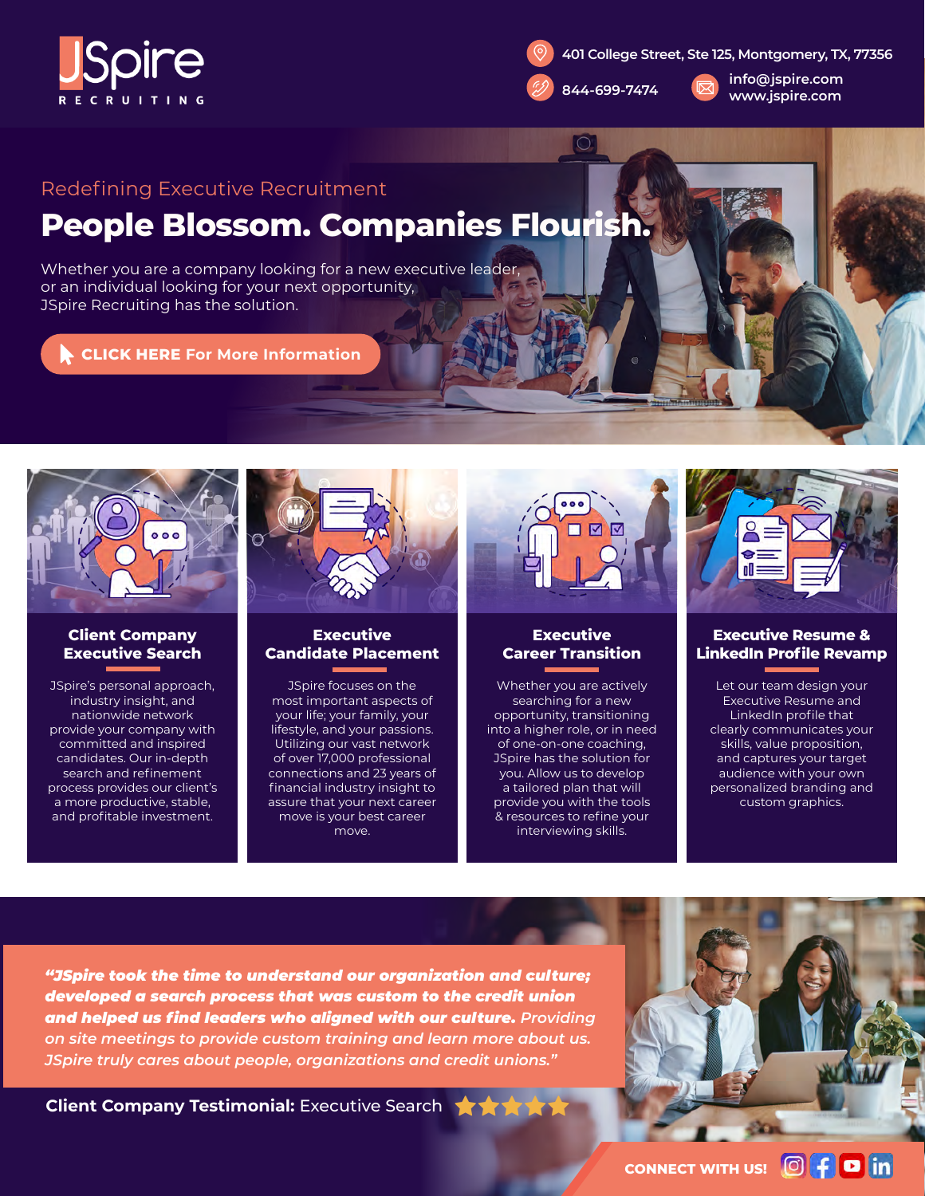JSpire RECRUITING

401 College Street, Ste 125, Montgomery, TX, 77356

844-699-7474

info@jspire.com
www.jspire.com

Redefining Executive Recruitment

# People Blossom. Companies Flourish.

Whether you are a company looking for a new executive leader, or an individual looking for your next opportunity, JSpire Recruiting has the solution.

**CLICK HERE For More Information**

## Client Company Executive Search

JSpire's personal approach, industry insight, and nationwide network provide your company with committed and inspired candidates. Our in-depth search and refinement process provides our client's a more productive, stable, and profitable investment.

## Executive Candidate Placement

JSpire focuses on the most important aspects of your life; your family, your lifestyle, and your passions. Utilizing our vast network of over 17,000 professional connections and 23 years of financial industry insight to assure that your next career move is your best career move.

## Executive Career Transition

Whether you are actively searching for a new opportunity, transitioning into a higher role, or in need of one-on-one coaching, JSpire has the solution for you. Allow us to develop a tailored plan that will provide you with the tools & resources to refine your interviewing skills.

## Executive Resume & LinkedIn Profile Revamp

Let our team design your Executive Resume and LinkedIn profile that clearly communicates your skills, value proposition, and captures your target audience with your own personalized branding and custom graphics.

***"JSpire took the time to understand our organization and culture; developed a search process that was custom to the credit union and helped us find leaders who aligned with our culture.*** *Providing on site meetings to provide custom training and learn more about us. JSpire truly cares about people, organizations and credit unions."*

**Client Company Testimonial:** Executive Search ★★★★★

**CONNECT WITH US!**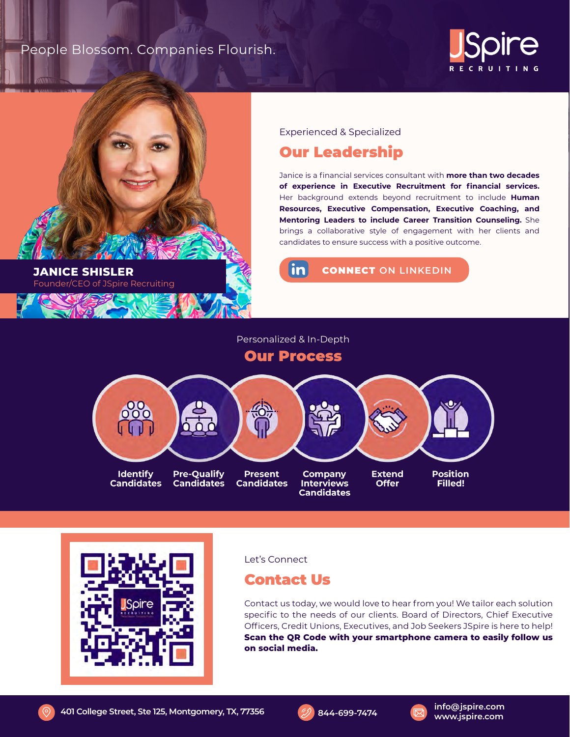People Blossom. Companies Flourish.

JSpire RECRUITING

**JANICE SHISLER**
Founder/CEO of JSpire Recruiting

Experienced & Specialized

## Our Leadership

Janice is a financial services consultant with **more than two decades of experience in Executive Recruitment for financial services.** Her background extends beyond recruitment to include **Human Resources, Executive Compensation, Executive Coaching, and Mentoring Leaders to include Career Transition Counseling.** She brings a collaborative style of engagement with her clients and candidates to ensure success with a positive outcome.

**CONNECT** ON LINKEDIN

Personalized & In-Depth

## Our Process

- **Identify Candidates**
- **Pre-Qualify Candidates**
- **Present Candidates**
- **Company Interviews Candidates**
- **Extend Offer**
- **Position Filled!**

Let's Connect

## Contact Us

Contact us today, we would love to hear from you! We tailor each solution specific to the needs of our clients. Board of Directors, Chief Executive Officers, Credit Unions, Executives, and Job Seekers JSpire is here to help! **Scan the QR Code with your smartphone camera to easily follow us on social media.**

**401 College Street, Ste 125, Montgomery, TX, 77356**

**844-699-7474**

**info@jspire.com**
**www.jspire.com**